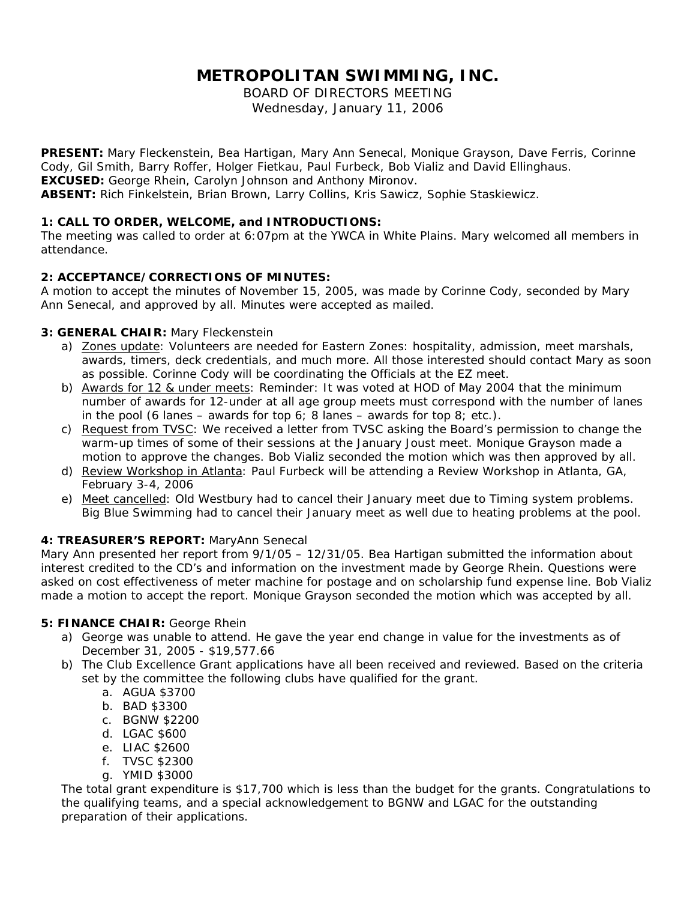# METROPOLITAN SWIMMING, INC.

BOARD OF DIRECTORS MEETING
Wednesday, January 11, 2006

**PRESENT:** Mary Fleckenstein, Bea Hartigan, Mary Ann Senecal, Monique Grayson, Dave Ferris, Corinne Cody, Gil Smith, Barry Roffer, Holger Fietkau, Paul Furbeck, Bob Vializ and David Ellinghaus.
**EXCUSED:** George Rhein, Carolyn Johnson and Anthony Mironov.
**ABSENT:** Rich Finkelstein, Brian Brown, Larry Collins, Kris Sawicz, Sophie Staskiewicz.

**1: CALL TO ORDER, WELCOME, and INTRODUCTIONS:**
The meeting was called to order at 6:07pm at the YWCA in White Plains. Mary welcomed all members in attendance.

**2: ACCEPTANCE/CORRECTIONS OF MINUTES:**
A motion to accept the minutes of November 15, 2005, was made by Corinne Cody, seconded by Mary Ann Senecal, and approved by all. Minutes were accepted as mailed.

**3: GENERAL CHAIR:** Mary Fleckenstein

a) Zones update: Volunteers are needed for Eastern Zones: hospitality, admission, meet marshals, awards, timers, deck credentials, and much more. All those interested should contact Mary as soon as possible. Corinne Cody will be coordinating the Officials at the EZ meet.
b) Awards for 12 & under meets: Reminder: It was voted at HOD of May 2004 that the minimum number of awards for 12-under at all age group meets must correspond with the number of lanes in the pool (6 lanes – awards for top 6; 8 lanes – awards for top 8; etc.).
c) Request from TVSC: We received a letter from TVSC asking the Board's permission to change the warm-up times of some of their sessions at the January Joust meet. Monique Grayson made a motion to approve the changes. Bob Vializ seconded the motion which was then approved by all.
d) Review Workshop in Atlanta: Paul Furbeck will be attending a Review Workshop in Atlanta, GA, February 3-4, 2006
e) Meet cancelled: Old Westbury had to cancel their January meet due to Timing system problems. Big Blue Swimming had to cancel their January meet as well due to heating problems at the pool.

**4: TREASURER'S REPORT:** MaryAnn Senecal
Mary Ann presented her report from 9/1/05 – 12/31/05. Bea Hartigan submitted the information about interest credited to the CD's and information on the investment made by George Rhein. Questions were asked on cost effectiveness of meter machine for postage and on scholarship fund expense line. Bob Vializ made a motion to accept the report. Monique Grayson seconded the motion which was accepted by all.

**5: FINANCE CHAIR:** George Rhein

a) George was unable to attend. He gave the year end change in value for the investments as of December 31, 2005 - $19,577.66
b) The Club Excellence Grant applications have all been received and reviewed. Based on the criteria set by the committee the following clubs have qualified for the grant.
   a. AGUA $3700
   b. BAD $3300
   c. BGNW $2200
   d. LGAC $600
   e. LIAC $2600
   f. TVSC $2300
   g. YMID $3000

The total grant expenditure is $17,700 which is less than the budget for the grants. Congratulations to the qualifying teams, and a special acknowledgement to BGNW and LGAC for the outstanding preparation of their applications.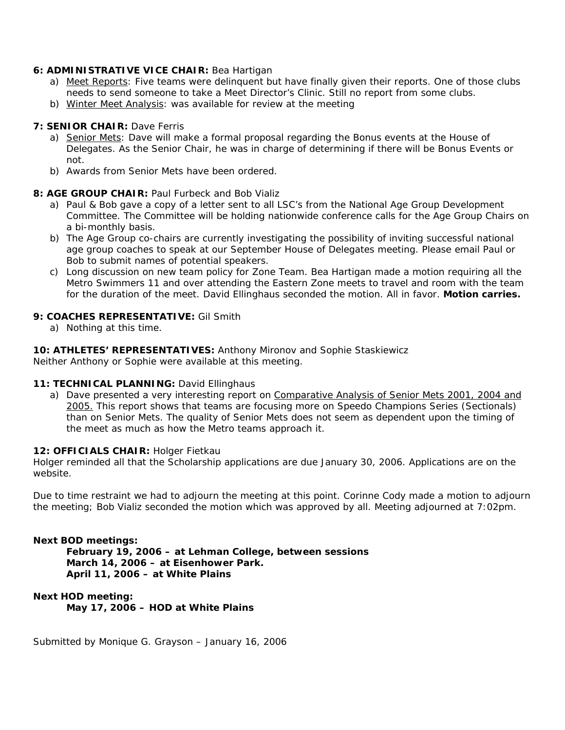**6: ADMINISTRATIVE VICE CHAIR:** Bea Hartigan

a) Meet Reports: Five teams were delinquent but have finally given their reports. One of those clubs needs to send someone to take a Meet Director's Clinic. Still no report from some clubs.
b) Winter Meet Analysis: was available for review at the meeting

**7: SENIOR CHAIR:** Dave Ferris

a) Senior Mets: Dave will make a formal proposal regarding the Bonus events at the House of Delegates. As the Senior Chair, he was in charge of determining if there will be Bonus Events or not.
b) Awards from Senior Mets have been ordered.

**8: AGE GROUP CHAIR:** Paul Furbeck and Bob Vializ

a) Paul & Bob gave a copy of a letter sent to all LSC's from the National Age Group Development Committee. The Committee will be holding nationwide conference calls for the Age Group Chairs on a bi-monthly basis.
b) The Age Group co-chairs are currently investigating the possibility of inviting successful national age group coaches to speak at our September House of Delegates meeting. Please email Paul or Bob to submit names of potential speakers.
c) Long discussion on new team policy for Zone Team. Bea Hartigan made a motion requiring all the Metro Swimmers 11 and over attending the Eastern Zone meets to travel and room with the team for the duration of the meet. David Ellinghaus seconded the motion. All in favor. **Motion carries.**

**9: COACHES REPRESENTATIVE:** Gil Smith

a) Nothing at this time.

**10: ATHLETES' REPRESENTATIVES:** Anthony Mironov and Sophie Staskiewicz

Neither Anthony or Sophie were available at this meeting.

**11: TECHNICAL PLANNING:** David Ellinghaus

a) Dave presented a very interesting report on Comparative Analysis of Senior Mets 2001, 2004 and 2005. This report shows that teams are focusing more on Speedo Champions Series (Sectionals) than on Senior Mets. The quality of Senior Mets does not seem as dependent upon the timing of the meet as much as how the Metro teams approach it.

**12: OFFICIALS CHAIR:** Holger Fietkau

Holger reminded all that the Scholarship applications are due January 30, 2006. Applications are on the website.

Due to time restraint we had to adjourn the meeting at this point. Corinne Cody made a motion to adjourn the meeting; Bob Vializ seconded the motion which was approved by all. Meeting adjourned at 7:02pm.

**Next BOD meetings:**

**February 19, 2006 – at Lehman College, between sessions**
**March 14, 2006 – at Eisenhower Park.**
**April 11, 2006 – at White Plains**

**Next HOD meeting:**

**May 17, 2006 – HOD at White Plains**

Submitted by Monique G. Grayson – January 16, 2006